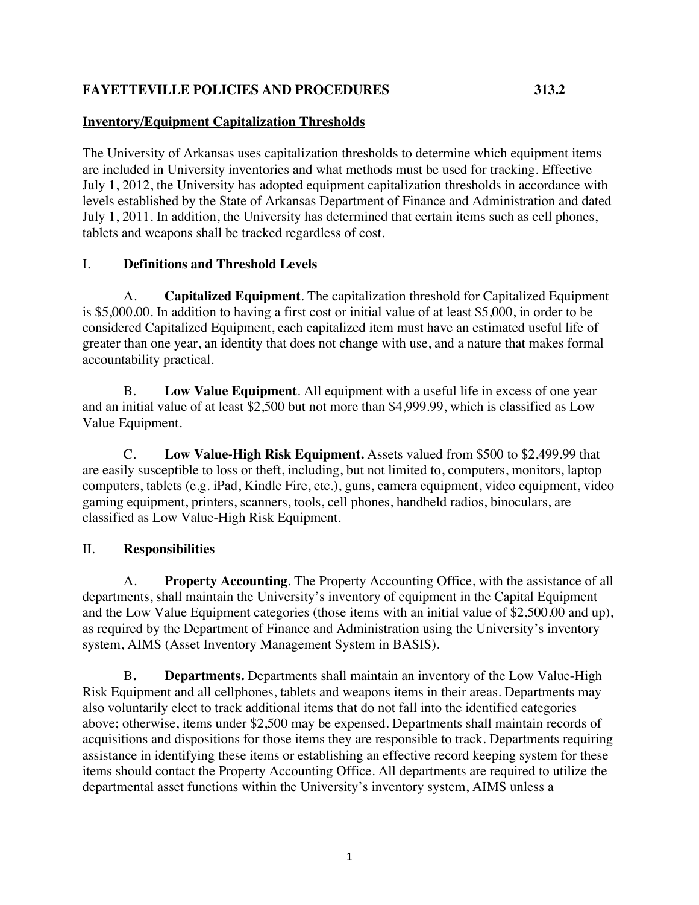**FAYETTEVILLE POLICIES AND PROCEDURES 313.2**

## Inventory/Equipment Capitalization Thresholds

The University of Arkansas uses capitalization thresholds to determine which equipment items are included in University inventories and what methods must be used for tracking. Effective July 1, 2012, the University has adopted equipment capitalization thresholds in accordance with levels established by the State of Arkansas Department of Finance and Administration and dated July 1, 2011. In addition, the University has determined that certain items such as cell phones, tablets and weapons shall be tracked regardless of cost.

### I. Definitions and Threshold Levels

A. **Capitalized Equipment**. The capitalization threshold for Capitalized Equipment is $5,000.00. In addition to having a first cost or initial value of at least $5,000, in order to be considered Capitalized Equipment, each capitalized item must have an estimated useful life of greater than one year, an identity that does not change with use, and a nature that makes formal accountability practical.

B. **Low Value Equipment**. All equipment with a useful life in excess of one year and an initial value of at least $2,500 but not more than $4,999.99, which is classified as Low Value Equipment.

C. **Low Value-High Risk Equipment.** Assets valued from $500 to $2,499.99 that are easily susceptible to loss or theft, including, but not limited to, computers, monitors, laptop computers, tablets (e.g. iPad, Kindle Fire, etc.), guns, camera equipment, video equipment, video gaming equipment, printers, scanners, tools, cell phones, handheld radios, binoculars, are classified as Low Value-High Risk Equipment.

### II. Responsibilities

A. **Property Accounting**. The Property Accounting Office, with the assistance of all departments, shall maintain the University's inventory of equipment in the Capital Equipment and the Low Value Equipment categories (those items with an initial value of $2,500.00 and up), as required by the Department of Finance and Administration using the University's inventory system, AIMS (Asset Inventory Management System in BASIS).

B**.** **Departments.** Departments shall maintain an inventory of the Low Value-High Risk Equipment and all cellphones, tablets and weapons items in their areas. Departments may also voluntarily elect to track additional items that do not fall into the identified categories above; otherwise, items under $2,500 may be expensed. Departments shall maintain records of acquisitions and dispositions for those items they are responsible to track. Departments requiring assistance in identifying these items or establishing an effective record keeping system for these items should contact the Property Accounting Office. All departments are required to utilize the departmental asset functions within the University's inventory system, AIMS unless a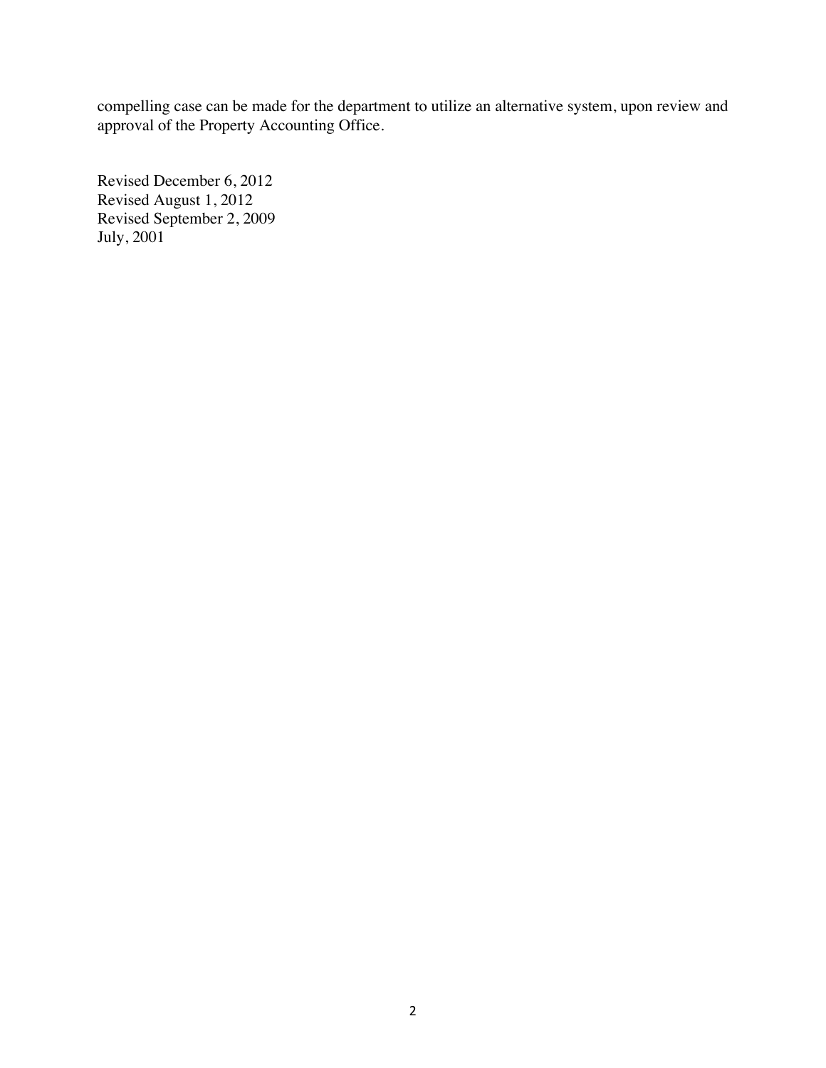compelling case can be made for the department to utilize an alternative system, upon review and approval of the Property Accounting Office.

Revised December 6, 2012  
Revised August 1, 2012  
Revised September 2, 2009  
July, 2001